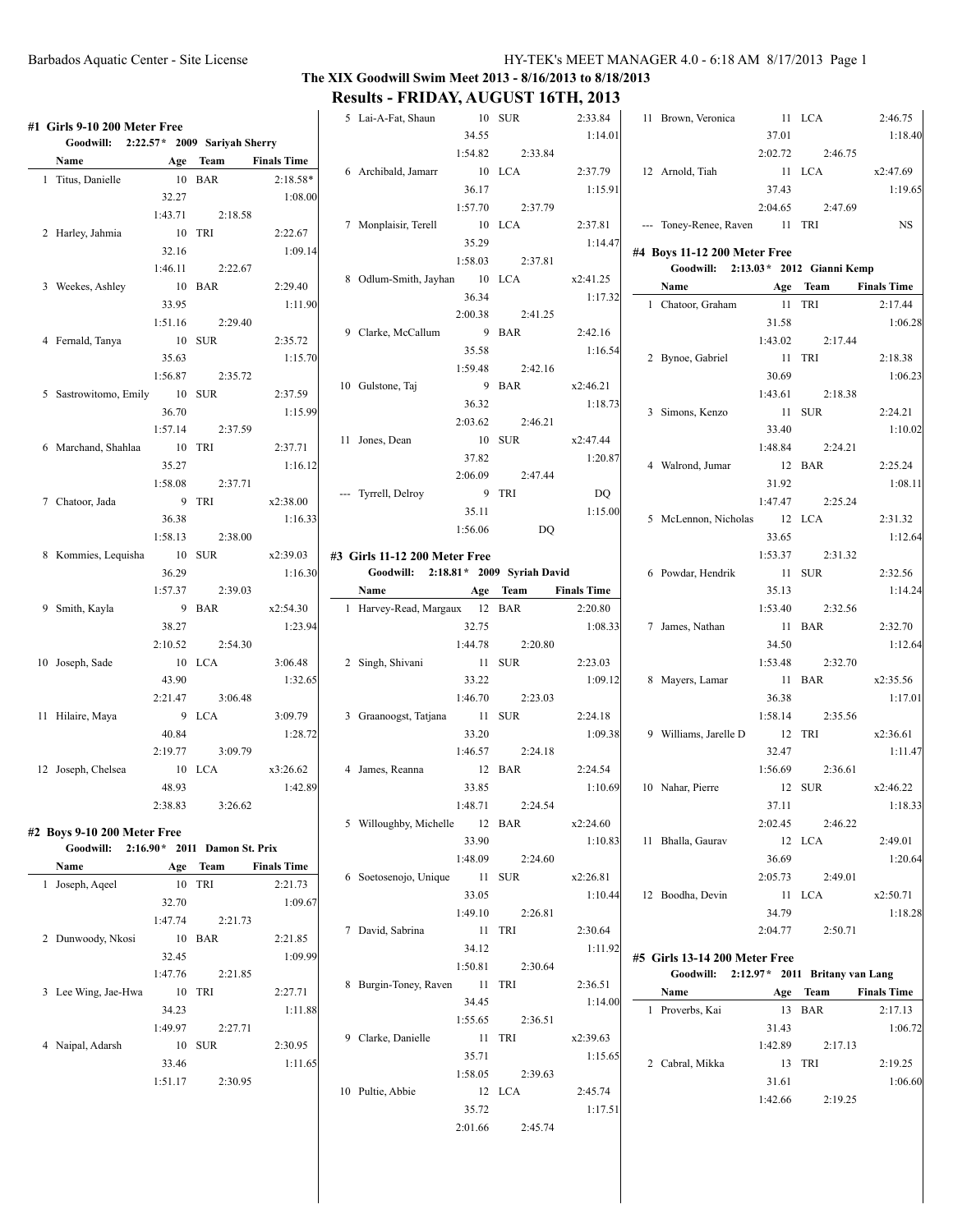# The XIX Goodwill Swim Meet 2013 - 8/16/2013 to 8/18/2013

## Results - FRIDAY, AUGUST 16TH, 2013

### #1 Girls 9-10 200 Meter Free

**Goodwill: 2:22.57\* 2009 Sariyah Sherry**

| | Name | Age | Team | Finals Time |
|---|---|---|---|---|
| 1 | Titus, Danielle | 10 | BAR | 2:18.58* |
| | 32.27 | 1:08.00 | 1:43.71 | 2:18.58 |
| 2 | Harley, Jahmia | 10 | TRI | 2:22.67 |
| | 32.16 | 1:09.14 | 1:46.11 | 2:22.67 |
| 3 | Weekes, Ashley | 10 | BAR | 2:29.40 |
| | 33.95 | 1:11.90 | 1:51.16 | 2:29.40 |
| 4 | Fernald, Tanya | 10 | SUR | 2:35.72 |
| | 35.63 | 1:15.70 | 1:56.87 | 2:35.72 |
| 5 | Sastrowitomo, Emily | 10 | SUR | 2:37.59 |
| | 36.70 | 1:15.99 | 1:57.14 | 2:37.59 |
| 6 | Marchand, Shahlaa | 10 | TRI | 2:37.71 |
| | 35.27 | 1:16.12 | 1:58.08 | 2:37.71 |
| 7 | Chatoor, Jada | 9 | TRI | x2:38.00 |
| | 36.38 | 1:16.33 | 1:58.13 | 2:38.00 |
| 8 | Kommies, Lequisha | 10 | SUR | x2:39.03 |
| | 36.29 | 1:16.30 | 1:57.37 | 2:39.03 |
| 9 | Smith, Kayla | 9 | BAR | x2:54.30 |
| | 38.27 | 1:23.94 | 2:10.52 | 2:54.30 |
| 10 | Joseph, Sade | 10 | LCA | 3:06.48 |
| | 43.90 | 1:32.65 | 2:21.47 | 3:06.48 |
| 11 | Hilaire, Maya | 9 | LCA | 3:09.79 |
| | 40.84 | 1:28.72 | 2:19.77 | 3:09.79 |
| 12 | Joseph, Chelsea | 10 | LCA | x3:26.62 |
| | 48.93 | 1:42.89 | 2:38.83 | 3:26.62 |

### #2 Boys 9-10 200 Meter Free

**Goodwill: 2:16.90\* 2011 Damon St. Prix**

| | Name | Age | Team | Finals Time |
|---|---|---|---|---|
| 1 | Joseph, Aqeel | 10 | TRI | 2:21.73 |
| | 32.70 | 1:09.67 | 1:47.74 | 2:21.73 |
| 2 | Dunwoody, Nkosi | 10 | BAR | 2:21.85 |
| | 32.45 | 1:09.99 | 1:47.76 | 2:21.85 |
| 3 | Lee Wing, Jae-Hwa | 10 | TRI | 2:27.71 |
| | 34.23 | 1:11.88 | 1:49.97 | 2:27.71 |
| 4 | Naipal, Adarsh | 10 | SUR | 2:30.95 |
| | 33.46 | 1:11.65 | 1:51.17 | 2:30.95 |
| 5 | Lai-A-Fat, Shaun | 10 | SUR | 2:33.84 |
| | 34.55 | 1:14.01 | 1:54.82 | 2:33.84 |
| 6 | Archibald, Jamarr | 10 | LCA | 2:37.79 |
| | 36.17 | 1:15.91 | 1:57.70 | 2:37.79 |
| 7 | Monplaisir, Terell | 10 | LCA | 2:37.81 |
| | 35.29 | 1:14.47 | 1:58.03 | 2:37.81 |
| 8 | Odlum-Smith, Jayhan | 10 | LCA | x2:41.25 |
| | 36.34 | 1:17.32 | 2:00.38 | 2:41.25 |
| 9 | Clarke, McCallum | 9 | BAR | 2:42.16 |
| | 35.58 | 1:16.54 | 1:59.48 | 2:42.16 |
| 10 | Gulstone, Taj | 9 | BAR | x2:46.21 |
| | 36.32 | 1:18.73 | 2:03.62 | 2:46.21 |
| 11 | Jones, Dean | 10 | SUR | x2:47.44 |
| | 37.82 | 1:20.87 | 2:06.09 | 2:47.44 |
| --- | Tyrrell, Delroy | 9 | TRI | DQ |
| | 35.11 | 1:15.00 | 1:56.06 | DQ |

### #3 Girls 11-12 200 Meter Free

**Goodwill: 2:18.81\* 2009 Syriah David**

| | Name | Age | Team | Finals Time |
|---|---|---|---|---|
| 1 | Harvey-Read, Margaux | 12 | BAR | 2:20.80 |
| | 32.75 | 1:08.33 | 1:44.78 | 2:20.80 |
| 2 | Singh, Shivani | 11 | SUR | 2:23.03 |
| | 33.22 | 1:09.12 | 1:46.70 | 2:23.03 |
| 3 | Graanoogst, Tatjana | 11 | SUR | 2:24.18 |
| | 33.20 | 1:09.38 | 1:46.57 | 2:24.18 |
| 4 | James, Reanna | 12 | BAR | 2:24.54 |
| | 33.85 | 1:10.69 | 1:48.71 | 2:24.54 |
| 5 | Willoughby, Michelle | 12 | BAR | x2:24.60 |
| | 33.90 | 1:10.83 | 1:48.09 | 2:24.60 |
| 6 | Soetosenojo, Unique | 11 | SUR | x2:26.81 |
| | 33.05 | 1:10.44 | 1:49.10 | 2:26.81 |
| 7 | David, Sabrina | 11 | TRI | 2:30.64 |
| | 34.12 | 1:11.92 | 1:50.81 | 2:30.64 |
| 8 | Burgin-Toney, Raven | 11 | TRI | 2:36.51 |
| | 34.45 | 1:14.00 | 1:55.65 | 2:36.51 |
| 9 | Clarke, Danielle | 11 | TRI | x2:39.63 |
| | 35.71 | 1:15.65 | 1:58.05 | 2:39.63 |
| 10 | Pultie, Abbie | 12 | LCA | 2:45.74 |
| | 35.72 | 1:17.51 | 2:01.66 | 2:45.74 |
| 11 | Brown, Veronica | 11 | LCA | 2:46.75 |
| | 37.01 | 1:18.40 | 2:02.72 | 2:46.75 |
| 12 | Arnold, Tiah | 11 | LCA | x2:47.69 |
| | 37.43 | 1:19.65 | 2:04.65 | 2:47.69 |
| --- | Toney-Renee, Raven | 11 | TRI | NS |

### #4 Boys 11-12 200 Meter Free

**Goodwill: 2:13.03\* 2012 Gianni Kemp**

| | Name | Age | Team | Finals Time |
|---|---|---|---|---|
| 1 | Chatoor, Graham | 11 | TRI | 2:17.44 |
| | 31.58 | 1:06.28 | 1:43.02 | 2:17.44 |
| 2 | Bynoe, Gabriel | 11 | TRI | 2:18.38 |
| | 30.69 | 1:06.23 | 1:43.61 | 2:18.38 |
| 3 | Simons, Kenzo | 11 | SUR | 2:24.21 |
| | 33.40 | 1:10.02 | 1:48.84 | 2:24.21 |
| 4 | Walrond, Jumar | 12 | BAR | 2:25.24 |
| | 31.92 | 1:08.11 | 1:47.47 | 2:25.24 |
| 5 | McLennon, Nicholas | 12 | LCA | 2:31.32 |
| | 33.65 | 1:12.64 | 1:53.37 | 2:31.32 |
| 6 | Powdar, Hendrik | 11 | SUR | 2:32.56 |
| | 35.13 | 1:14.24 | 1:53.40 | 2:32.56 |
| 7 | James, Nathan | 11 | BAR | 2:32.70 |
| | 34.50 | 1:12.64 | 1:53.48 | 2:32.70 |
| 8 | Mayers, Lamar | 11 | BAR | x2:35.56 |
| | 36.38 | 1:17.01 | 1:58.14 | 2:35.56 |
| 9 | Williams, Jarelle D | 12 | TRI | x2:36.61 |
| | 32.47 | 1:11.47 | 1:56.69 | 2:36.61 |
| 10 | Nahar, Pierre | 12 | SUR | x2:46.22 |
| | 37.11 | 1:18.33 | 2:02.45 | 2:46.22 |
| 11 | Bhalla, Gaurav | 12 | LCA | 2:49.01 |
| | 36.69 | 1:20.64 | 2:05.73 | 2:49.01 |
| 12 | Boodha, Devin | 11 | LCA | x2:50.71 |
| | 34.79 | 1:18.28 | 2:04.77 | 2:50.71 |

### #5 Girls 13-14 200 Meter Free

**Goodwill: 2:12.97\* 2011 Britany van Lang**

| | Name | Age | Team | Finals Time |
|---|---|---|---|---|
| 1 | Proverbs, Kai | 13 | BAR | 2:17.13 |
| | 31.43 | 1:06.72 | 1:42.89 | 2:17.13 |
| 2 | Cabral, Mikka | 13 | TRI | 2:19.25 |
| | 31.61 | 1:06.60 | 1:42.66 | 2:19.25 |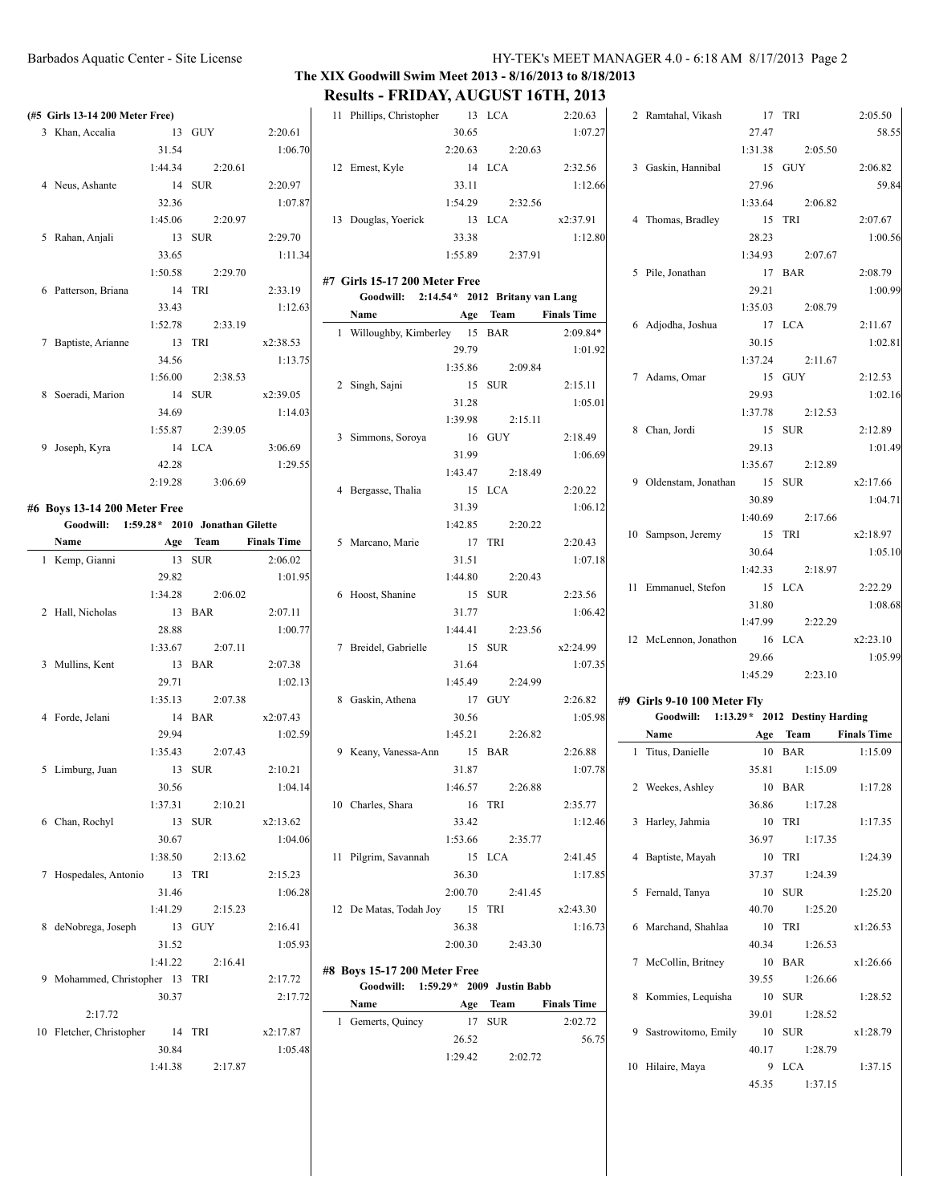## The XIX Goodwill Swim Meet 2013 - 8/16/2013 to 8/18/2013

## Results - FRIDAY, AUGUST 16TH, 2013

### (#5 Girls 13-14 200 Meter Free)

| | Name | Age | Team | Finals Time |
|---|---|---|---|---|
| 3 | Khan, Accalia | 13 | GUY | 2:20.61 |
| | 31.54 | 1:06.70 | 1:44.34 | 2:20.61 |
| 4 | Neus, Ashante | 14 | SUR | 2:20.97 |
| | 32.36 | 1:07.87 | 1:45.06 | 2:20.97 |
| 5 | Rahan, Anjali | 13 | SUR | 2:29.70 |
| | 33.65 | 1:11.34 | 1:50.58 | 2:29.70 |
| 6 | Patterson, Briana | 14 | TRI | 2:33.19 |
| | 33.43 | 1:12.63 | 1:52.78 | 2:33.19 |
| 7 | Baptiste, Arianne | 13 | TRI | x2:38.53 |
| | 34.56 | 1:13.75 | 1:56.00 | 2:38.53 |
| 8 | Soeradi, Marion | 14 | SUR | x2:39.05 |
| | 34.69 | 1:14.03 | 1:55.87 | 2:39.05 |
| 9 | Joseph, Kyra | 14 | LCA | 3:06.69 |
| | 42.28 | 1:29.55 | 2:19.28 | 3:06.69 |

### #6 Boys 13-14 200 Meter Free

Goodwill: 1:59.28* 2010 Jonathan Gilette

| | Name | Age | Team | Finals Time |
|---|---|---|---|---|
| 1 | Kemp, Gianni | 13 | SUR | 2:06.02 |
| | 29.82 | 1:01.95 | 1:34.28 | 2:06.02 |
| 2 | Hall, Nicholas | 13 | BAR | 2:07.11 |
| | 28.88 | 1:00.77 | 1:33.67 | 2:07.11 |
| 3 | Mullins, Kent | 13 | BAR | 2:07.38 |
| | 29.71 | 1:02.13 | 1:35.13 | 2:07.38 |
| 4 | Forde, Jelani | 14 | BAR | x2:07.43 |
| | 29.94 | 1:02.59 | 1:35.43 | 2:07.43 |
| 5 | Limburg, Juan | 13 | SUR | 2:10.21 |
| | 30.56 | 1:04.14 | 1:37.31 | 2:10.21 |
| 6 | Chan, Rochyl | 13 | SUR | x2:13.62 |
| | 30.67 | 1:04.06 | 1:38.50 | 2:13.62 |
| 7 | Hospedales, Antonio | 13 | TRI | 2:15.23 |
| | 31.46 | 1:06.28 | 1:41.29 | 2:15.23 |
| 8 | deNobrega, Joseph | 13 | GUY | 2:16.41 |
| | 31.52 | 1:05.93 | 1:41.22 | 2:16.41 |
| 9 | Mohammed, Christopher | 13 | TRI | 2:17.72 |
| | 30.37 | 2:17.72 | 2:17.72 | |
| 10 | Fletcher, Christopher | 14 | TRI | x2:17.87 |
| | 30.84 | 1:05.48 | 1:41.38 | 2:17.87 |
| 11 | Phillips, Christopher | 13 | LCA | 2:20.63 |
| | 30.65 | 1:07.27 | 2:20.63 | 2:20.63 |
| 12 | Ernest, Kyle | 14 | LCA | 2:32.56 |
| | 33.11 | 1:12.66 | 1:54.29 | 2:32.56 |
| 13 | Douglas, Yoerick | 13 | LCA | x2:37.91 |
| | 33.38 | 1:12.80 | 1:55.89 | 2:37.91 |

### #7 Girls 15-17 200 Meter Free

Goodwill: 2:14.54* 2012 Britany van Lang

| | Name | Age | Team | Finals Time |
|---|---|---|---|---|
| 1 | Willoughby, Kimberley | 15 | BAR | 2:09.84* |
| | 29.79 | 1:01.92 | 1:35.86 | 2:09.84 |
| 2 | Singh, Sajni | 15 | SUR | 2:15.11 |
| | 31.28 | 1:05.01 | 1:39.98 | 2:15.11 |
| 3 | Simmons, Soroya | 16 | GUY | 2:18.49 |
| | 31.99 | 1:06.69 | 1:43.47 | 2:18.49 |
| 4 | Bergasse, Thalia | 15 | LCA | 2:20.22 |
| | 31.39 | 1:06.12 | 1:42.85 | 2:20.22 |
| 5 | Marcano, Marie | 17 | TRI | 2:20.43 |
| | 31.51 | 1:07.18 | 1:44.80 | 2:20.43 |
| 6 | Hoost, Shanine | 15 | SUR | 2:23.56 |
| | 31.77 | 1:06.42 | 1:44.41 | 2:23.56 |
| 7 | Breidel, Gabrielle | 15 | SUR | x2:24.99 |
| | 31.64 | 1:07.35 | 1:45.49 | 2:24.99 |
| 8 | Gaskin, Athena | 17 | GUY | 2:26.82 |
| | 30.56 | 1:05.98 | 1:45.21 | 2:26.82 |
| 9 | Keany, Vanessa-Ann | 15 | BAR | 2:26.88 |
| | 31.87 | 1:07.78 | 1:46.57 | 2:26.88 |
| 10 | Charles, Shara | 16 | TRI | 2:35.77 |
| | 33.42 | 1:12.46 | 1:53.66 | 2:35.77 |
| 11 | Pilgrim, Savannah | 15 | LCA | 2:41.45 |
| | 36.30 | 1:17.85 | 2:00.70 | 2:41.45 |
| 12 | De Matas, Todah Joy | 15 | TRI | x2:43.30 |
| | 36.38 | 1:16.73 | 2:00.30 | 2:43.30 |

### #8 Boys 15-17 200 Meter Free

Goodwill: 1:59.29* 2009 Justin Babb

| | Name | Age | Team | Finals Time |
|---|---|---|---|---|
| 1 | Gemerts, Quincy | 17 | SUR | 2:02.72 |
| | 26.52 | 56.75 | 1:29.42 | 2:02.72 |
| 2 | Ramtahal, Vikash | 17 | TRI | 2:05.50 |
| | 27.47 | 58.55 | 1:31.38 | 2:05.50 |
| 3 | Gaskin, Hannibal | 15 | GUY | 2:06.82 |
| | 27.96 | 59.84 | 1:33.64 | 2:06.82 |
| 4 | Thomas, Bradley | 15 | TRI | 2:07.67 |
| | 28.23 | 1:00.56 | 1:34.93 | 2:07.67 |
| 5 | Pile, Jonathan | 17 | BAR | 2:08.79 |
| | 29.21 | 1:00.99 | 1:35.03 | 2:08.79 |
| 6 | Adjodha, Joshua | 17 | LCA | 2:11.67 |
| | 30.15 | 1:02.81 | 1:37.24 | 2:11.67 |
| 7 | Adams, Omar | 15 | GUY | 2:12.53 |
| | 29.93 | 1:02.16 | 1:37.78 | 2:12.53 |
| 8 | Chan, Jordi | 15 | SUR | 2:12.89 |
| | 29.13 | 1:01.49 | 1:35.67 | 2:12.89 |
| 9 | Oldenstam, Jonathan | 15 | SUR | x2:17.66 |
| | 30.89 | 1:04.71 | 1:40.69 | 2:17.66 |
| 10 | Sampson, Jeremy | 15 | TRI | x2:18.97 |
| | 30.64 | 1:05.10 | 1:42.33 | 2:18.97 |
| 11 | Emmanuel, Stefon | 15 | LCA | 2:22.29 |
| | 31.80 | 1:08.68 | 1:47.99 | 2:22.29 |
| 12 | McLennon, Jonathon | 16 | LCA | x2:23.10 |
| | 29.66 | 1:05.99 | 1:45.29 | 2:23.10 |

### #9 Girls 9-10 100 Meter Fly

Goodwill: 1:13.29* 2012 Destiny Harding

| | Name | Age | Team | Finals Time |
|---|---|---|---|---|
| 1 | Titus, Danielle | 10 | BAR | 1:15.09 |
| | 35.81 | 1:15.09 | | |
| 2 | Weekes, Ashley | 10 | BAR | 1:17.28 |
| | 36.86 | 1:17.28 | | |
| 3 | Harley, Jahmia | 10 | TRI | 1:17.35 |
| | 36.97 | 1:17.35 | | |
| 4 | Baptiste, Mayah | 10 | TRI | 1:24.39 |
| | 37.37 | 1:24.39 | | |
| 5 | Fernald, Tanya | 10 | SUR | 1:25.20 |
| | 40.70 | 1:25.20 | | |
| 6 | Marchand, Shahlaa | 10 | TRI | x1:26.53 |
| | 40.34 | 1:26.53 | | |
| 7 | McCollin, Britney | 10 | BAR | x1:26.66 |
| | 39.55 | 1:26.66 | | |
| 8 | Kommies, Lequisha | 10 | SUR | 1:28.52 |
| | 39.01 | 1:28.52 | | |
| 9 | Sastrowitomo, Emily | 10 | SUR | x1:28.79 |
| | 40.17 | 1:28.79 | | |
| 10 | Hilaire, Maya | 9 | LCA | 1:37.15 |
| | 45.35 | 1:37.15 | | |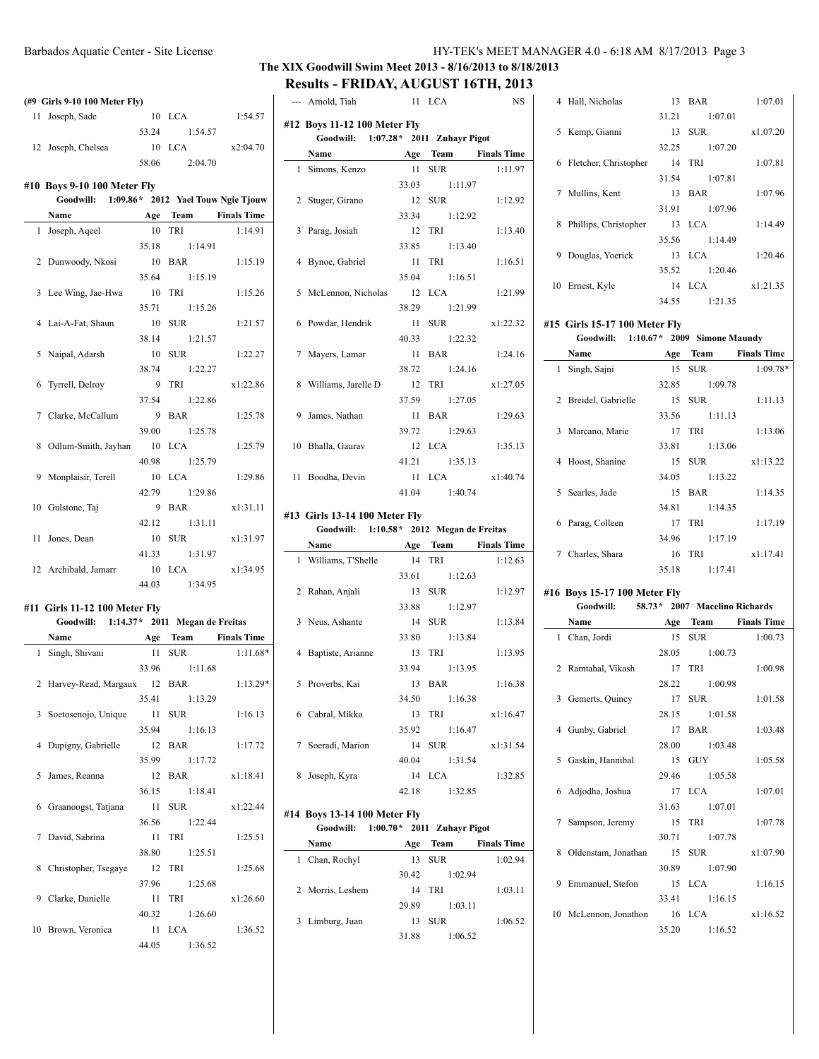## The XIX Goodwill Swim Meet 2013 - 8/16/2013 to 8/18/2013

## Results - FRIDAY, AUGUST 16TH, 2013

**(#9 Girls 9-10 100 Meter Fly)**

| | Name | Age | Team | Finals Time |
|---|---|---|---|---|
| 11 | Joseph, Sade | 10 | LCA | 1:54.57 |
| | | 53.24 | 1:54.57 | |
| 12 | Joseph, Chelsea | 10 | LCA | x2:04.70 |
| | | 58.06 | 2:04.70 | |

**#10 Boys 9-10 100 Meter Fly**

Goodwill: 1:09.86* 2012 Yael Touw Ngie Tjouw

| | Name | Age | Team | Finals Time |
|---|---|---|---|---|
| 1 | Joseph, Aqeel | 10 | TRI | 1:14.91 |
| | | 35.18 | 1:14.91 | |
| 2 | Dunwoody, Nkosi | 10 | BAR | 1:15.19 |
| | | 35.64 | 1:15.19 | |
| 3 | Lee Wing, Jae-Hwa | 10 | TRI | 1:15.26 |
| | | 35.71 | 1:15.26 | |
| 4 | Lai-A-Fat, Shaun | 10 | SUR | 1:21.57 |
| | | 38.14 | 1:21.57 | |
| 5 | Naipal, Adarsh | 10 | SUR | 1:22.27 |
| | | 38.74 | 1:22.27 | |
| 6 | Tyrrell, Delroy | 9 | TRI | x1:22.86 |
| | | 37.54 | 1:22.86 | |
| 7 | Clarke, McCallum | 9 | BAR | 1:25.78 |
| | | 39.00 | 1:25.78 | |
| 8 | Odlum-Smith, Jayhan | 10 | LCA | 1:25.79 |
| | | 40.98 | 1:25.79 | |
| 9 | Monplaisir, Terell | 10 | LCA | 1:29.86 |
| | | 42.79 | 1:29.86 | |
| 10 | Gulstone, Taj | 9 | BAR | x1:31.11 |
| | | 42.12 | 1:31.11 | |
| 11 | Jones, Dean | 10 | SUR | x1:31.97 |
| | | 41.33 | 1:31.97 | |
| 12 | Archibald, Jamarr | 10 | LCA | x1:34.95 |
| | | 44.03 | 1:34.95 | |

**#11 Girls 11-12 100 Meter Fly**

Goodwill: 1:14.37* 2011 Megan de Freitas

| | Name | Age | Team | Finals Time |
|---|---|---|---|---|
| 1 | Singh, Shivani | 11 | SUR | 1:11.68* |
| | | 33.96 | 1:11.68 | |
| 2 | Harvey-Read, Margaux | 12 | BAR | 1:13.29* |
| | | 35.41 | 1:13.29 | |
| 3 | Soetosenojo, Unique | 11 | SUR | 1:16.13 |
| | | 35.94 | 1:16.13 | |
| 4 | Dupigny, Gabrielle | 12 | BAR | 1:17.72 |
| | | 35.99 | 1:17.72 | |
| 5 | James, Reanna | 12 | BAR | x1:18.41 |
| | | 36.15 | 1:18.41 | |
| 6 | Graanoogst, Tatjana | 11 | SUR | x1:22.44 |
| | | 36.56 | 1:22.44 | |
| 7 | David, Sabrina | 11 | TRI | 1:25.51 |
| | | 38.80 | 1:25.51 | |
| 8 | Christopher, Tsegaye | 12 | TRI | 1:25.68 |
| | | 37.96 | 1:25.68 | |
| 9 | Clarke, Danielle | 11 | TRI | x1:26.60 |
| | | 40.32 | 1:26.60 | |
| 10 | Brown, Veronica | 11 | LCA | 1:36.52 |
| | | 44.05 | 1:36.52 | |
| --- | Arnold, Tiah | 11 | LCA | NS |

**#12 Boys 11-12 100 Meter Fly**

Goodwill: 1:07.28* 2011 Zuhayr Pigot

| | Name | Age | Team | Finals Time |
|---|---|---|---|---|
| 1 | Simons, Kenzo | 11 | SUR | 1:11.97 |
| | | 33.03 | 1:11.97 | |
| 2 | Stuger, Girano | 12 | SUR | 1:12.92 |
| | | 33.34 | 1:12.92 | |
| 3 | Parag, Josiah | 12 | TRI | 1:13.40 |
| | | 33.85 | 1:13.40 | |
| 4 | Bynoe, Gabriel | 11 | TRI | 1:16.51 |
| | | 35.04 | 1:16.51 | |
| 5 | McLennon, Nicholas | 12 | LCA | 1:21.99 |
| | | 38.29 | 1:21.99 | |
| 6 | Powdar, Hendrik | 11 | SUR | x1:22.32 |
| | | 40.33 | 1:22.32 | |
| 7 | Mayers, Lamar | 11 | BAR | 1:24.16 |
| | | 38.72 | 1:24.16 | |
| 8 | Williams, Jarelle D | 12 | TRI | x1:27.05 |
| | | 37.59 | 1:27.05 | |
| 9 | James, Nathan | 11 | BAR | 1:29.63 |
| | | 39.72 | 1:29.63 | |
| 10 | Bhalla, Gaurav | 12 | LCA | 1:35.13 |
| | | 41.21 | 1:35.13 | |
| 11 | Boodha, Devin | 11 | LCA | x1:40.74 |
| | | 41.04 | 1:40.74 | |

**#13 Girls 13-14 100 Meter Fly**

Goodwill: 1:10.58* 2012 Megan de Freitas

| | Name | Age | Team | Finals Time |
|---|---|---|---|---|
| 1 | Williams, T'Shelle | 14 | TRI | 1:12.63 |
| | | 33.61 | 1:12.63 | |
| 2 | Rahan, Anjali | 13 | SUR | 1:12.97 |
| | | 33.88 | 1:12.97 | |
| 3 | Neus, Ashante | 14 | SUR | 1:13.84 |
| | | 33.80 | 1:13.84 | |
| 4 | Baptiste, Arianne | 13 | TRI | 1:13.95 |
| | | 33.94 | 1:13.95 | |
| 5 | Proverbs, Kai | 13 | BAR | 1:16.38 |
| | | 34.50 | 1:16.38 | |
| 6 | Cabral, Mikka | 13 | TRI | x1:16.47 |
| | | 35.92 | 1:16.47 | |
| 7 | Soeradi, Marion | 14 | SUR | x1:31.54 |
| | | 40.04 | 1:31.54 | |
| 8 | Joseph, Kyra | 14 | LCA | 1:32.85 |
| | | 42.18 | 1:32.85 | |

**#14 Boys 13-14 100 Meter Fly**

Goodwill: 1:00.70* 2011 Zuhayr Pigot

| | Name | Age | Team | Finals Time |
|---|---|---|---|---|
| 1 | Chan, Rochyl | 13 | SUR | 1:02.94 |
| | | 30.42 | 1:02.94 | |
| 2 | Morris, Leshem | 14 | TRI | 1:03.11 |
| | | 29.89 | 1:03.11 | |
| 3 | Limburg, Juan | 13 | SUR | 1:06.52 |
| | | 31.88 | 1:06.52 | |
| 4 | Hall, Nicholas | 13 | BAR | 1:07.01 |
| | | 31.21 | 1:07.01 | |
| 5 | Kemp, Gianni | 13 | SUR | x1:07.20 |
| | | 32.25 | 1:07.20 | |
| 6 | Fletcher, Christopher | 14 | TRI | 1:07.81 |
| | | 31.54 | 1:07.81 | |
| 7 | Mullins, Kent | 13 | BAR | 1:07.96 |
| | | 31.91 | 1:07.96 | |
| 8 | Phillips, Christopher | 13 | LCA | 1:14.49 |
| | | 35.56 | 1:14.49 | |
| 9 | Douglas, Yoerick | 13 | LCA | 1:20.46 |
| | | 35.52 | 1:20.46 | |
| 10 | Ernest, Kyle | 14 | LCA | x1:21.35 |
| | | 34.55 | 1:21.35 | |

**#15 Girls 15-17 100 Meter Fly**

Goodwill: 1:10.67* 2009 Simone Maundy

| | Name | Age | Team | Finals Time |
|---|---|---|---|---|
| 1 | Singh, Sajni | 15 | SUR | 1:09.78* |
| | | 32.85 | 1:09.78 | |
| 2 | Breidel, Gabrielle | 15 | SUR | 1:11.13 |
| | | 33.56 | 1:11.13 | |
| 3 | Marcano, Marie | 17 | TRI | 1:13.06 |
| | | 33.81 | 1:13.06 | |
| 4 | Hoost, Shanine | 15 | SUR | x1:13.22 |
| | | 34.05 | 1:13.22 | |
| 5 | Searles, Jade | 15 | BAR | 1:14.35 |
| | | 34.81 | 1:14.35 | |
| 6 | Parag, Colleen | 17 | TRI | 1:17.19 |
| | | 34.96 | 1:17.19 | |
| 7 | Charles, Shara | 16 | TRI | x1:17.41 |
| | | 35.18 | 1:17.41 | |

**#16 Boys 15-17 100 Meter Fly**

Goodwill: 58.73* 2007 Macelino Richards

| | Name | Age | Team | Finals Time |
|---|---|---|---|---|
| 1 | Chan, Jordi | 15 | SUR | 1:00.73 |
| | | 28.05 | 1:00.73 | |
| 2 | Ramtahal, Vikash | 17 | TRI | 1:00.98 |
| | | 28.22 | 1:00.98 | |
| 3 | Gemerts, Quincy | 17 | SUR | 1:01.58 |
| | | 28.15 | 1:01.58 | |
| 4 | Gunby, Gabriel | 17 | BAR | 1:03.48 |
| | | 28.00 | 1:03.48 | |
| 5 | Gaskin, Hannibal | 15 | GUY | 1:05.58 |
| | | 29.46 | 1:05.58 | |
| 6 | Adjodha, Joshua | 17 | LCA | 1:07.01 |
| | | 31.63 | 1:07.01 | |
| 7 | Sampson, Jeremy | 15 | TRI | 1:07.78 |
| | | 30.71 | 1:07.78 | |
| 8 | Oldenstam, Jonathan | 15 | SUR | x1:07.90 |
| | | 30.89 | 1:07.90 | |
| 9 | Emmanuel, Stefon | 15 | LCA | 1:16.15 |
| | | 33.41 | 1:16.15 | |
| 10 | McLennon, Jonathon | 16 | LCA | x1:16.52 |
| | | 35.20 | 1:16.52 | |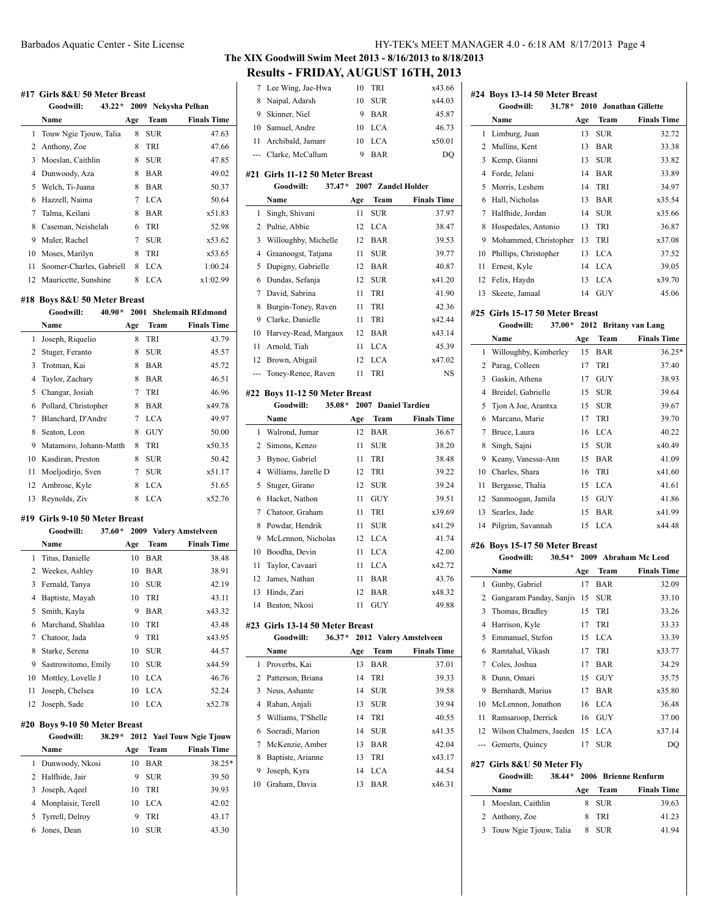## The XIX Goodwill Swim Meet 2013 - 8/16/2013 to 8/18/2013

## Results - FRIDAY, AUGUST 16TH, 2013

### #17 Girls 8&U 50 Meter Breast

Goodwill: 43.22* 2009 Nekysha Pelhan

| | Name | Age | Team | Finals Time |
|---|---|---|---|---|
| 1 | Touw Ngie Tjouw, Talia | 8 | SUR | 47.63 |
| 2 | Anthony, Zoe | 8 | TRI | 47.66 |
| 3 | Moeslan, Caithlin | 8 | SUR | 47.85 |
| 4 | Dunwoody, Aza | 8 | BAR | 49.02 |
| 5 | Welch, Ti-Juana | 8 | BAR | 50.37 |
| 6 | Hazzell, Naima | 7 | LCA | 50.64 |
| 7 | Talma, Keilani | 8 | BAR | x51.83 |
| 8 | Caseman, Neishelah | 6 | TRI | 52.98 |
| 9 | Muler, Rachel | 7 | SUR | x53.62 |
| 10 | Moses, Marilyn | 8 | TRI | x53.65 |
| 11 | Soomer-Charles, Gabriell | 8 | LCA | 1:00.24 |
| 12 | Mauricette, Sunshine | 8 | LCA | x1:02.99 |

### #18 Boys 8&U 50 Meter Breast

Goodwill: 40.90* 2001 Shelemaih REdmond

| | Name | Age | Team | Finals Time |
|---|---|---|---|---|
| 1 | Joseph, Riquelio | 8 | TRI | 43.79 |
| 2 | Stuger, Feranto | 8 | SUR | 45.57 |
| 3 | Trotman, Kai | 8 | BAR | 45.72 |
| 4 | Taylor, Zachary | 8 | BAR | 46.51 |
| 5 | Changar, Josiah | 7 | TRI | 46.96 |
| 6 | Pollard, Christopher | 8 | BAR | x49.78 |
| 7 | Blanchard, D'Andre | 7 | LCA | 49.97 |
| 8 | Seaton, Leon | 8 | GUY | 50.00 |
| 9 | Matamoro, Johann-Matth | 8 | TRI | x50.35 |
| 10 | Kasdiran, Preston | 8 | SUR | 50.42 |
| 11 | Moeljodirjo, Sven | 7 | SUR | x51.17 |
| 12 | Ambrose, Kyle | 8 | LCA | 51.65 |
| 13 | Reynolds, Ziv | 8 | LCA | x52.76 |

### #19 Girls 9-10 50 Meter Breast

Goodwill: 37.60* 2009 Valery Amstelveen

| | Name | Age | Team | Finals Time |
|---|---|---|---|---|
| 1 | Titus, Danielle | 10 | BAR | 38.48 |
| 2 | Weekes, Ashley | 10 | BAR | 38.91 |
| 3 | Fernald, Tanya | 10 | SUR | 42.19 |
| 4 | Baptiste, Mayah | 10 | TRI | 43.11 |
| 5 | Smith, Kayla | 9 | BAR | x43.32 |
| 6 | Marchand, Shahlaa | 10 | TRI | 43.48 |
| 7 | Chatoor, Jada | 9 | TRI | x43.95 |
| 8 | Starke, Serena | 10 | SUR | 44.57 |
| 9 | Sastrowitomo, Emily | 10 | SUR | x44.59 |
| 10 | Mottley, Lovelle J | 10 | LCA | 46.76 |
| 11 | Joseph, Chelsea | 10 | LCA | 52.24 |
| 12 | Joseph, Sade | 10 | LCA | x52.78 |

### #20 Boys 9-10 50 Meter Breast

Goodwill: 38.29* 2012 Yael Touw Ngie Tjouw

| | Name | Age | Team | Finals Time |
|---|---|---|---|---|
| 1 | Dunwoody, Nkosi | 10 | BAR | 38.25* |
| 2 | Halfhide, Jair | 9 | SUR | 39.50 |
| 3 | Joseph, Aqeel | 10 | TRI | 39.93 |
| 4 | Monplaisir, Terell | 10 | LCA | 42.02 |
| 5 | Tyrrell, Delroy | 9 | TRI | 43.17 |
| 6 | Jones, Dean | 10 | SUR | 43.30 |
| 7 | Lee Wing, Jae-Hwa | 10 | TRI | x43.66 |
| 8 | Naipal, Adarsh | 10 | SUR | x44.03 |
| 9 | Skinner, Niel | 9 | BAR | 45.87 |
| 10 | Samuel, Andre | 10 | LCA | 46.73 |
| 11 | Archibald, Jamarr | 10 | LCA | x50.01 |
| --- | Clarke, McCallum | 9 | BAR | DQ |

### #21 Girls 11-12 50 Meter Breast

Goodwill: 37.47* 2007 Zandel Holder

| | Name | Age | Team | Finals Time |
|---|---|---|---|---|
| 1 | Singh, Shivani | 11 | SUR | 37.97 |
| 2 | Pultie, Abbie | 12 | LCA | 38.47 |
| 3 | Willoughby, Michelle | 12 | BAR | 39.53 |
| 4 | Graanoogst, Tatjana | 11 | SUR | 39.77 |
| 5 | Dupigny, Gabrielle | 12 | BAR | 40.87 |
| 6 | Dundas, Sefanja | 12 | SUR | x41.20 |
| 7 | David, Sabrina | 11 | TRI | 41.90 |
| 8 | Burgin-Toney, Raven | 11 | TRI | 42.36 |
| 9 | Clarke, Danielle | 11 | TRI | x42.44 |
| 10 | Harvey-Read, Margaux | 12 | BAR | x43.14 |
| 11 | Arnold, Tiah | 11 | LCA | 45.39 |
| 12 | Brown, Abigail | 12 | LCA | x47.02 |
| --- | Toney-Renee, Raven | 11 | TRI | NS |

### #22 Boys 11-12 50 Meter Breast

Goodwill: 35.08* 2007 Daniel Tardieu

| | Name | Age | Team | Finals Time |
|---|---|---|---|---|
| 1 | Walrond, Jumar | 12 | BAR | 36.67 |
| 2 | Simons, Kenzo | 11 | SUR | 38.20 |
| 3 | Bynoe, Gabriel | 11 | TRI | 38.48 |
| 4 | Williams, Jarelle D | 12 | TRI | 39.22 |
| 5 | Stuger, Girano | 12 | SUR | 39.24 |
| 6 | Hacket, Nathon | 11 | GUY | 39.51 |
| 7 | Chatoor, Graham | 11 | TRI | x39.69 |
| 8 | Powdar, Hendrik | 11 | SUR | x41.29 |
| 9 | McLennon, Nicholas | 12 | LCA | 41.74 |
| 10 | Boodha, Devin | 11 | LCA | 42.00 |
| 11 | Taylor, Cavaari | 11 | LCA | x42.72 |
| 12 | James, Nathan | 11 | BAR | 43.76 |
| 13 | Hinds, Zari | 12 | BAR | x48.32 |
| 14 | Beaton, Nkosi | 11 | GUY | 49.88 |

### #23 Girls 13-14 50 Meter Breast

Goodwill: 36.37* 2012 Valery Amstelveen

| | Name | Age | Team | Finals Time |
|---|---|---|---|---|
| 1 | Proverbs, Kai | 13 | BAR | 37.01 |
| 2 | Patterson, Briana | 14 | TRI | 39.33 |
| 3 | Neus, Ashante | 14 | SUR | 39.58 |
| 4 | Rahan, Anjali | 13 | SUR | 39.94 |
| 5 | Williams, T'Shelle | 14 | TRI | 40.55 |
| 6 | Soeradi, Marion | 14 | SUR | x41.35 |
| 7 | McKenzie, Amber | 13 | BAR | 42.04 |
| 8 | Baptiste, Arianne | 13 | TRI | x43.17 |
| 9 | Joseph, Kyra | 14 | LCA | 44.54 |
| 10 | Graham, Davia | 13 | BAR | x46.31 |

### #24 Boys 13-14 50 Meter Breast

Goodwill: 31.78* 2010 Jonathan Gillette

| | Name | Age | Team | Finals Time |
|---|---|---|---|---|
| 1 | Limburg, Juan | 13 | SUR | 32.72 |
| 2 | Mullins, Kent | 13 | BAR | 33.38 |
| 3 | Kemp, Gianni | 13 | SUR | 33.82 |
| 4 | Forde, Jelani | 14 | BAR | 33.89 |
| 5 | Morris, Leshem | 14 | TRI | 34.97 |
| 6 | Hall, Nicholas | 13 | BAR | x35.54 |
| 7 | Halfhide, Jordan | 14 | SUR | x35.66 |
| 8 | Hospedales, Antonio | 13 | TRI | 36.87 |
| 9 | Mohammed, Christopher | 13 | TRI | x37.08 |
| 10 | Phillips, Christopher | 13 | LCA | 37.52 |
| 11 | Ernest, Kyle | 14 | LCA | 39.05 |
| 12 | Felix, Haydn | 13 | LCA | x39.70 |
| 13 | Skeete, Jamaal | 14 | GUY | 45.06 |

### #25 Girls 15-17 50 Meter Breast

Goodwill: 37.00* 2012 Britany van Lang

| | Name | Age | Team | Finals Time |
|---|---|---|---|---|
| 1 | Willoughby, Kimberley | 15 | BAR | 36.25* |
| 2 | Parag, Colleen | 17 | TRI | 37.40 |
| 3 | Gaskin, Athena | 17 | GUY | 38.93 |
| 4 | Breidel, Gabrielle | 15 | SUR | 39.64 |
| 5 | Tjon A Joe, Arantxa | 15 | SUR | 39.67 |
| 6 | Marcano, Marie | 17 | TRI | 39.70 |
| 7 | Bruce, Laura | 16 | LCA | 40.22 |
| 8 | Singh, Sajni | 15 | SUR | x40.49 |
| 9 | Keany, Vanessa-Ann | 15 | BAR | 41.09 |
| 10 | Charles, Shara | 16 | TRI | x41.60 |
| 11 | Bergasse, Thalia | 15 | LCA | 41.61 |
| 12 | Sanmoogan, Jamila | 15 | GUY | 41.86 |
| 13 | Searles, Jade | 15 | BAR | x41.99 |
| 14 | Pilgrim, Savannah | 15 | LCA | x44.48 |

### #26 Boys 15-17 50 Meter Breast

Goodwill: 30.54* 2009 Abraham Mc Leod

| | Name | Age | Team | Finals Time |
|---|---|---|---|---|
| 1 | Gunby, Gabriel | 17 | BAR | 32.09 |
| 2 | Gangaram Panday, Sanjiv | 15 | SUR | 33.10 |
| 3 | Thomas, Bradley | 15 | TRI | 33.26 |
| 4 | Harrison, Kyle | 17 | TRI | 33.33 |
| 5 | Emmanuel, Stefon | 15 | LCA | 33.39 |
| 6 | Ramtahal, Vikash | 17 | TRI | x33.77 |
| 7 | Coles, Joshua | 17 | BAR | 34.29 |
| 8 | Dunn, Omari | 15 | GUY | 35.75 |
| 9 | Bernhardt, Marius | 17 | BAR | x35.80 |
| 10 | McLennon, Jonathon | 16 | LCA | 36.48 |
| 11 | Ramsaroop, Derrick | 16 | GUY | 37.00 |
| 12 | Wilson Chalmers, Jaeden | 15 | LCA | x37.14 |
| --- | Gemerts, Quincy | 17 | SUR | DQ |

### #27 Girls 8&U 50 Meter Fly

Goodwill: 38.44* 2006 Brienne Renfurm

| | Name | Age | Team | Finals Time |
|---|---|---|---|---|
| 1 | Moeslan, Caithlin | 8 | SUR | 39.63 |
| 2 | Anthony, Zoe | 8 | TRI | 41.23 |
| 3 | Touw Ngie Tjouw, Talia | 8 | SUR | 41.94 |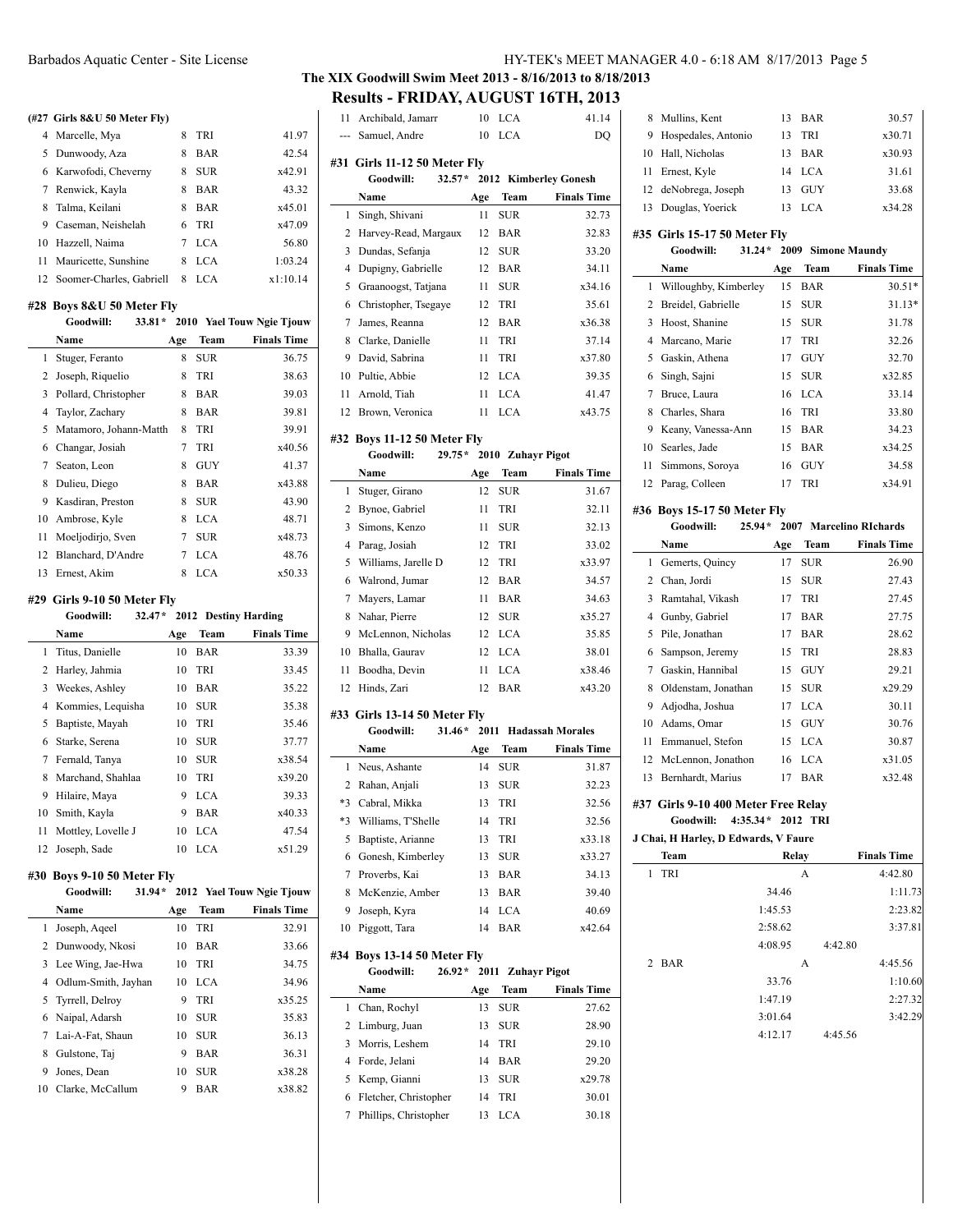## The XIX Goodwill Swim Meet 2013 - 8/16/2013 to 8/18/2013

## Results - FRIDAY, AUGUST 16TH, 2013

### (#27 Girls 8&U 50 Meter Fly)

| | Name | Age | Team | Finals Time |
|---|---|---|---|---|
| 4 | Marcelle, Mya | 8 | TRI | 41.97 |
| 5 | Dunwoody, Aza | 8 | BAR | 42.54 |
| 6 | Karwofodi, Cheverny | 8 | SUR | x42.91 |
| 7 | Renwick, Kayla | 8 | BAR | 43.32 |
| 8 | Talma, Keilani | 8 | BAR | x45.01 |
| 9 | Caseman, Neishelah | 6 | TRI | x47.09 |
| 10 | Hazzell, Naima | 7 | LCA | 56.80 |
| 11 | Mauricette, Sunshine | 8 | LCA | 1:03.24 |
| 12 | Soomer-Charles, Gabriell | 8 | LCA | x1:10.14 |

### #28 Boys 8&U 50 Meter Fly

Goodwill: 33.81* 2010 Yael Touw Ngie Tjouw

| | Name | Age | Team | Finals Time |
|---|---|---|---|---|
| 1 | Stuger, Feranto | 8 | SUR | 36.75 |
| 2 | Joseph, Riquelio | 8 | TRI | 38.63 |
| 3 | Pollard, Christopher | 8 | BAR | 39.03 |
| 4 | Taylor, Zachary | 8 | BAR | 39.81 |
| 5 | Matamoro, Johann-Matth | 8 | TRI | 39.91 |
| 6 | Changar, Josiah | 7 | TRI | x40.56 |
| 7 | Seaton, Leon | 8 | GUY | 41.37 |
| 8 | Dulieu, Diego | 8 | BAR | x43.88 |
| 9 | Kasdiran, Preston | 8 | SUR | 43.90 |
| 10 | Ambrose, Kyle | 8 | LCA | 48.71 |
| 11 | Moeljodirjo, Sven | 7 | SUR | x48.73 |
| 12 | Blanchard, D'Andre | 7 | LCA | 48.76 |
| 13 | Ernest, Akim | 8 | LCA | x50.33 |

### #29 Girls 9-10 50 Meter Fly

Goodwill: 32.47* 2012 Destiny Harding

| | Name | Age | Team | Finals Time |
|---|---|---|---|---|
| 1 | Titus, Danielle | 10 | BAR | 33.39 |
| 2 | Harley, Jahmia | 10 | TRI | 33.45 |
| 3 | Weekes, Ashley | 10 | BAR | 35.22 |
| 4 | Kommies, Lequisha | 10 | SUR | 35.38 |
| 5 | Baptiste, Mayah | 10 | TRI | 35.46 |
| 6 | Starke, Serena | 10 | SUR | 37.77 |
| 7 | Fernald, Tanya | 10 | SUR | x38.54 |
| 8 | Marchand, Shahlaa | 10 | TRI | x39.20 |
| 9 | Hilaire, Maya | 9 | LCA | 39.33 |
| 10 | Smith, Kayla | 9 | BAR | x40.33 |
| 11 | Mottley, Lovelle J | 10 | LCA | 47.54 |
| 12 | Joseph, Sade | 10 | LCA | x51.29 |

### #30 Boys 9-10 50 Meter Fly

Goodwill: 31.94* 2012 Yael Touw Ngie Tjouw

| | Name | Age | Team | Finals Time |
|---|---|---|---|---|
| 1 | Joseph, Aqeel | 10 | TRI | 32.91 |
| 2 | Dunwoody, Nkosi | 10 | BAR | 33.66 |
| 3 | Lee Wing, Jae-Hwa | 10 | TRI | 34.75 |
| 4 | Odlum-Smith, Jayhan | 10 | LCA | 34.96 |
| 5 | Tyrrell, Delroy | 9 | TRI | x35.25 |
| 6 | Naipal, Adarsh | 10 | SUR | 35.83 |
| 7 | Lai-A-Fat, Shaun | 10 | SUR | 36.13 |
| 8 | Gulstone, Taj | 9 | BAR | 36.31 |
| 9 | Jones, Dean | 10 | SUR | x38.28 |
| 10 | Clarke, McCallum | 9 | BAR | x38.82 |
| 11 | Archibald, Jamarr | 10 | LCA | 41.14 |
| --- | Samuel, Andre | 10 | LCA | DQ |

### #31 Girls 11-12 50 Meter Fly

Goodwill: 32.57* 2012 Kimberley Gonesh

| | Name | Age | Team | Finals Time |
|---|---|---|---|---|
| 1 | Singh, Shivani | 11 | SUR | 32.73 |
| 2 | Harvey-Read, Margaux | 12 | BAR | 32.83 |
| 3 | Dundas, Sefanja | 12 | SUR | 33.20 |
| 4 | Dupigny, Gabrielle | 12 | BAR | 34.11 |
| 5 | Graanoogst, Tatjana | 11 | SUR | x34.16 |
| 6 | Christopher, Tsegaye | 12 | TRI | 35.61 |
| 7 | James, Reanna | 12 | BAR | x36.38 |
| 8 | Clarke, Danielle | 11 | TRI | 37.14 |
| 9 | David, Sabrina | 11 | TRI | x37.80 |
| 10 | Pultie, Abbie | 12 | LCA | 39.35 |
| 11 | Arnold, Tiah | 11 | LCA | 41.47 |
| 12 | Brown, Veronica | 11 | LCA | x43.75 |

### #32 Boys 11-12 50 Meter Fly

Goodwill: 29.75* 2010 Zuhayr Pigot

| | Name | Age | Team | Finals Time |
|---|---|---|---|---|
| 1 | Stuger, Girano | 12 | SUR | 31.67 |
| 2 | Bynoe, Gabriel | 11 | TRI | 32.11 |
| 3 | Simons, Kenzo | 11 | SUR | 32.13 |
| 4 | Parag, Josiah | 12 | TRI | 33.02 |
| 5 | Williams, Jarelle D | 12 | TRI | x33.97 |
| 6 | Walrond, Jumar | 12 | BAR | 34.57 |
| 7 | Mayers, Lamar | 11 | BAR | 34.63 |
| 8 | Nahar, Pierre | 12 | SUR | x35.27 |
| 9 | McLennon, Nicholas | 12 | LCA | 35.85 |
| 10 | Bhalla, Gaurav | 12 | LCA | 38.01 |
| 11 | Boodha, Devin | 11 | LCA | x38.46 |
| 12 | Hinds, Zari | 12 | BAR | x43.20 |

### #33 Girls 13-14 50 Meter Fly

Goodwill: 31.46* 2011 Hadassah Morales

| | Name | Age | Team | Finals Time |
|---|---|---|---|---|
| 1 | Neus, Ashante | 14 | SUR | 31.87 |
| 2 | Rahan, Anjali | 13 | SUR | 32.23 |
| *3 | Cabral, Mikka | 13 | TRI | 32.56 |
| *3 | Williams, T'Shelle | 14 | TRI | 32.56 |
| 5 | Baptiste, Arianne | 13 | TRI | x33.18 |
| 6 | Gonesh, Kimberley | 13 | SUR | x33.27 |
| 7 | Proverbs, Kai | 13 | BAR | 34.13 |
| 8 | McKenzie, Amber | 13 | BAR | 39.40 |
| 9 | Joseph, Kyra | 14 | LCA | 40.69 |
| 10 | Piggott, Tara | 14 | BAR | x42.64 |

### #34 Boys 13-14 50 Meter Fly

Goodwill: 26.92* 2011 Zuhayr Pigot

| | Name | Age | Team | Finals Time |
|---|---|---|---|---|
| 1 | Chan, Rochyl | 13 | SUR | 27.62 |
| 2 | Limburg, Juan | 13 | SUR | 28.90 |
| 3 | Morris, Leshem | 14 | TRI | 29.10 |
| 4 | Forde, Jelani | 14 | BAR | 29.20 |
| 5 | Kemp, Gianni | 13 | SUR | x29.78 |
| 6 | Fletcher, Christopher | 14 | TRI | 30.01 |
| 7 | Phillips, Christopher | 13 | LCA | 30.18 |
| 8 | Mullins, Kent | 13 | BAR | 30.57 |
| 9 | Hospedales, Antonio | 13 | TRI | x30.71 |
| 10 | Hall, Nicholas | 13 | BAR | x30.93 |
| 11 | Ernest, Kyle | 14 | LCA | 31.61 |
| 12 | deNobrega, Joseph | 13 | GUY | 33.68 |
| 13 | Douglas, Yoerick | 13 | LCA | x34.28 |

### #35 Girls 15-17 50 Meter Fly

Goodwill: 31.24* 2009 Simone Maundy

| | Name | Age | Team | Finals Time |
|---|---|---|---|---|
| 1 | Willoughby, Kimberley | 15 | BAR | 30.51* |
| 2 | Breidel, Gabrielle | 15 | SUR | 31.13* |
| 3 | Hoost, Shanine | 15 | SUR | 31.78 |
| 4 | Marcano, Marie | 17 | TRI | 32.26 |
| 5 | Gaskin, Athena | 17 | GUY | 32.70 |
| 6 | Singh, Sajni | 15 | SUR | x32.85 |
| 7 | Bruce, Laura | 16 | LCA | 33.14 |
| 8 | Charles, Shara | 16 | TRI | 33.80 |
| 9 | Keany, Vanessa-Ann | 15 | BAR | 34.23 |
| 10 | Searles, Jade | 15 | BAR | x34.25 |
| 11 | Simmons, Soroya | 16 | GUY | 34.58 |
| 12 | Parag, Colleen | 17 | TRI | x34.91 |

### #36 Boys 15-17 50 Meter Fly

Goodwill: 25.94* 2007 Marcelino RIchards

| | Name | Age | Team | Finals Time |
|---|---|---|---|---|
| 1 | Gemerts, Quincy | 17 | SUR | 26.90 |
| 2 | Chan, Jordi | 15 | SUR | 27.43 |
| 3 | Ramtahal, Vikash | 17 | TRI | 27.45 |
| 4 | Gunby, Gabriel | 17 | BAR | 27.75 |
| 5 | Pile, Jonathan | 17 | BAR | 28.62 |
| 6 | Sampson, Jeremy | 15 | TRI | 28.83 |
| 7 | Gaskin, Hannibal | 15 | GUY | 29.21 |
| 8 | Oldenstam, Jonathan | 15 | SUR | x29.29 |
| 9 | Adjodha, Joshua | 17 | LCA | 30.11 |
| 10 | Adams, Omar | 15 | GUY | 30.76 |
| 11 | Emmanuel, Stefon | 15 | LCA | 30.87 |
| 12 | McLennon, Jonathon | 16 | LCA | x31.05 |
| 13 | Bernhardt, Marius | 17 | BAR | x32.48 |

### #37 Girls 9-10 400 Meter Free Relay

Goodwill: 4:35.34* 2012 TRI

J Chai, H Harley, D Edwards, V Faure

| | Team | Relay | Finals Time |
|---|---|---|---|
| 1 | TRI | A | 4:42.80 |
| | 34.46 | 1:11.73 | |
| | 1:45.53 | 2:23.82 | |
| | 2:58.62 | 3:37.81 | |
| | 4:08.95 | 4:42.80 | |
| 2 | BAR | A | 4:45.56 |
| | 33.76 | 1:10.60 | |
| | 1:47.19 | 2:27.32 | |
| | 3:01.64 | 3:42.29 | |
| | 4:12.17 | 4:45.56 | |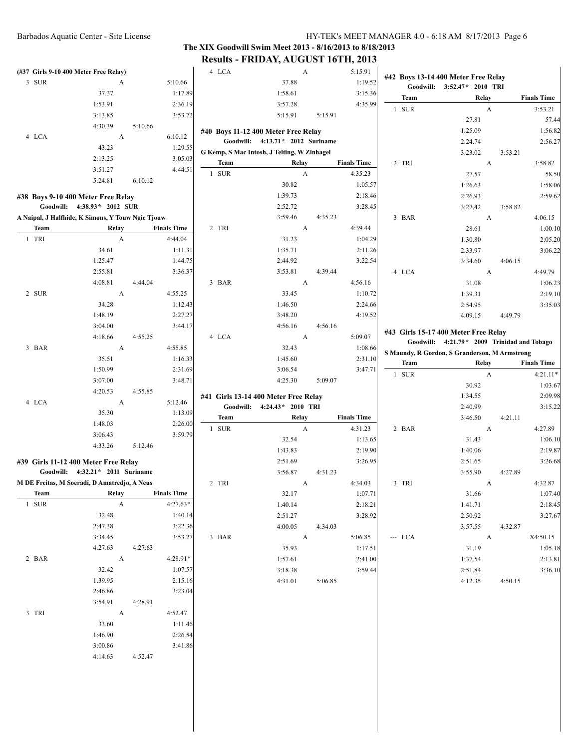## The XIX Goodwill Swim Meet 2013 - 8/16/2013 to 8/18/2013

## Results - FRIDAY, AUGUST 16TH, 2013

**(#37 Girls 9-10 400 Meter Free Relay)**

| | Team | Relay | | Finals Time |
|---|---|---|---|---|
| 3 | SUR | A | | 5:10.66 |
| | | 37.37 | | 1:17.89 |
| | | 1:53.91 | | 2:36.19 |
| | | 3:13.85 | | 3:53.72 |
| | | 4:30.39 | 5:10.66 | |
| 4 | LCA | A | | 6:10.12 |
| | | 43.23 | | 1:29.55 |
| | | 2:13.25 | | 3:05.03 |
| | | 3:51.27 | | 4:44.51 |
| | | 5:24.81 | 6:10.12 | |

### #38 Boys 9-10 400 Meter Free Relay

**Goodwill: 4:38.93\* 2012 SUR**

**A Naipal, J Halfhide, K Simons, Y Touw Ngie Tjouw**

| | Team | Relay | | Finals Time |
|---|---|---|---|---|
| 1 | TRI | A | | 4:44.04 |
| | | 34.61 | | 1:11.31 |
| | | 1:25.47 | | 1:44.75 |
| | | 2:55.81 | | 3:36.37 |
| | | 4:08.81 | 4:44.04 | |
| 2 | SUR | A | | 4:55.25 |
| | | 34.28 | | 1:12.43 |
| | | 1:48.19 | | 2:27.27 |
| | | 3:04.00 | | 3:44.17 |
| | | 4:18.66 | 4:55.25 | |
| 3 | BAR | A | | 4:55.85 |
| | | 35.51 | | 1:16.33 |
| | | 1:50.99 | | 2:31.69 |
| | | 3:07.00 | | 3:48.71 |
| | | 4:20.53 | 4:55.85 | |
| 4 | LCA | A | | 5:12.46 |
| | | 35.30 | | 1:13.09 |
| | | 1:48.03 | | 2:26.00 |
| | | 3:06.43 | | 3:59.79 |
| | | 4:33.26 | 5:12.46 | |

### #39 Girls 11-12 400 Meter Free Relay

**Goodwill: 4:32.21\* 2011 Suriname**

**M DE Freitas, M Soeradi, D Amatredjo, A Neus**

| | Team | Relay | | Finals Time |
|---|---|---|---|---|
| 1 | SUR | A | | 4:27.63* |
| | | 32.48 | | 1:40.14 |
| | | 2:47.38 | | 3:22.36 |
| | | 3:34.45 | | 3:53.27 |
| | | 4:27.63 | 4:27.63 | |
| 2 | BAR | A | | 4:28.91* |
| | | 32.42 | | 1:07.57 |
| | | 1:39.95 | | 2:15.16 |
| | | 2:46.86 | | 3:23.04 |
| | | 3:54.91 | 4:28.91 | |
| 3 | TRI | A | | 4:52.47 |
| | | 33.60 | | 1:11.46 |
| | | 1:46.90 | | 2:26.54 |
| | | 3:00.86 | | 3:41.86 |
| | | 4:14.63 | 4:52.47 | |
| 4 | LCA | A | | 5:15.91 |
| | | 37.88 | | 1:19.52 |
| | | 1:58.61 | | 3:15.36 |
| | | 3:57.28 | | 4:35.99 |
| | | 5:15.91 | 5:15.91 | |

### #40 Boys 11-12 400 Meter Free Relay

**Goodwill: 4:13.71\* 2012 Suriname**

**G Kemp, S Mac Intosh, J Telting, W Zinhagel**

| | Team | Relay | | Finals Time |
|---|---|---|---|---|
| 1 | SUR | A | | 4:35.23 |
| | | 30.82 | | 1:05.57 |
| | | 1:39.73 | | 2:18.46 |
| | | 2:52.72 | | 3:28.45 |
| | | 3:59.46 | 4:35.23 | |
| 2 | TRI | A | | 4:39.44 |
| | | 31.23 | | 1:04.29 |
| | | 1:35.71 | | 2:11.26 |
| | | 2:44.92 | | 3:22.54 |
| | | 3:53.81 | 4:39.44 | |
| 3 | BAR | A | | 4:56.16 |
| | | 33.45 | | 1:10.72 |
| | | 1:46.50 | | 2:24.66 |
| | | 3:48.20 | | 4:19.52 |
| | | 4:56.16 | 4:56.16 | |
| 4 | LCA | A | | 5:09.07 |
| | | 32.43 | | 1:08.66 |
| | | 1:45.60 | | 2:31.10 |
| | | 3:06.54 | | 3:47.71 |
| | | 4:25.30 | 5:09.07 | |

### #41 Girls 13-14 400 Meter Free Relay

**Goodwill: 4:24.43\* 2010 TRI**

| | Team | Relay | | Finals Time |
|---|---|---|---|---|
| 1 | SUR | A | | 4:31.23 |
| | | 32.54 | | 1:13.65 |
| | | 1:43.83 | | 2:19.90 |
| | | 2:51.69 | | 3:26.95 |
| | | 3:56.87 | 4:31.23 | |
| 2 | TRI | A | | 4:34.03 |
| | | 32.17 | | 1:07.71 |
| | | 1:40.14 | | 2:18.21 |
| | | 2:51.27 | | 3:28.92 |
| | | 4:00.05 | 4:34.03 | |
| 3 | BAR | A | | 5:06.85 |
| | | 35.93 | | 1:17.51 |
| | | 1:57.61 | | 2:41.00 |
| | | 3:18.38 | | 3:59.44 |
| | | 4:31.01 | 5:06.85 | |

### #42 Boys 13-14 400 Meter Free Relay

**Goodwill: 3:52.47\* 2010 TRI**

| | Team | Relay | | Finals Time |
|---|---|---|---|---|
| 1 | SUR | A | | 3:53.21 |
| | | 27.81 | | 57.44 |
| | | 1:25.09 | | 1:56.82 |
| | | 2:24.74 | | 2:56.27 |
| | | 3:23.02 | 3:53.21 | |
| 2 | TRI | A | | 3:58.82 |
| | | 27.57 | | 58.50 |
| | | 1:26.63 | | 1:58.06 |
| | | 2:26.93 | | 2:59.62 |
| | | 3:27.42 | 3:58.82 | |
| 3 | BAR | A | | 4:06.15 |
| | | 28.61 | | 1:00.10 |
| | | 1:30.80 | | 2:05.20 |
| | | 2:33.97 | | 3:06.22 |
| | | 3:34.60 | 4:06.15 | |
| 4 | LCA | A | | 4:49.79 |
| | | 31.08 | | 1:06.23 |
| | | 1:39.31 | | 2:19.10 |
| | | 2:54.95 | | 3:35.03 |
| | | 4:09.15 | 4:49.79 | |

### #43 Girls 15-17 400 Meter Free Relay

**Goodwill: 4:21.79\* 2009 Trinidad and Tobago**

**S Maundy, R Gordon, S Granderson, M Armstrong**

| | Team | Relay | | Finals Time |
|---|---|---|---|---|
| 1 | SUR | A | | 4:21.11* |
| | | 30.92 | | 1:03.67 |
| | | 1:34.55 | | 2:09.98 |
| | | 2:40.99 | | 3:15.22 |
| | | 3:46.50 | 4:21.11 | |
| 2 | BAR | A | | 4:27.89 |
| | | 31.43 | | 1:06.10 |
| | | 1:40.06 | | 2:19.87 |
| | | 2:51.65 | | 3:26.68 |
| | | 3:55.90 | 4:27.89 | |
| 3 | TRI | A | | 4:32.87 |
| | | 31.66 | | 1:07.40 |
| | | 1:41.71 | | 2:18.45 |
| | | 2:50.92 | | 3:27.67 |
| | | 3:57.55 | 4:32.87 | |
| --- | LCA | A | | X4:50.15 |
| | | 31.19 | | 1:05.18 |
| | | 1:37.54 | | 2:13.81 |
| | | 2:51.84 | | 3:36.10 |
| | | 4:12.35 | 4:50.15 | |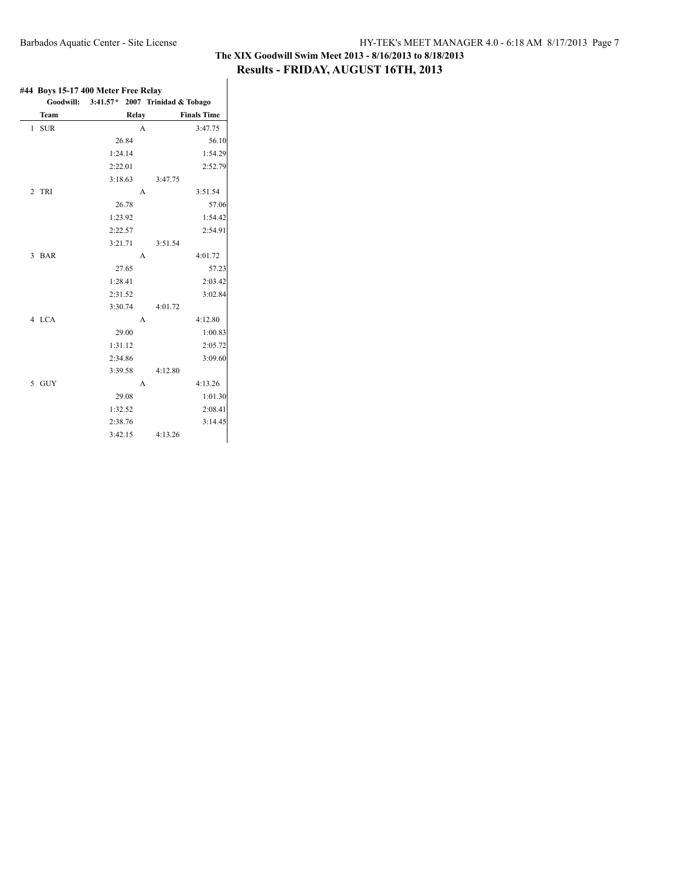## The XIX Goodwill Swim Meet 2013 - 8/16/2013 to 8/18/2013

## Results - FRIDAY, AUGUST 16TH, 2013

### #44 Boys 15-17 400 Meter Free Relay

Goodwill: 3:41.57* 2007 Trinidad & Tobago

| | Team | Relay | | Finals Time |
|---|---|---|---|---|
| 1 | SUR | A | | 3:47.75 |
| | | 26.84 | | 56.10 |
| | | 1:24.14 | | 1:54.29 |
| | | 2:22.01 | | 2:52.79 |
| | | 3:18.63 | 3:47.75 | |
| 2 | TRI | A | | 3:51.54 |
| | | 26.78 | | 57.06 |
| | | 1:23.92 | | 1:54.42 |
| | | 2:22.57 | | 2:54.91 |
| | | 3:21.71 | 3:51.54 | |
| 3 | BAR | A | | 4:01.72 |
| | | 27.65 | | 57.23 |
| | | 1:28.41 | | 2:03.42 |
| | | 2:31.52 | | 3:02.84 |
| | | 3:30.74 | 4:01.72 | |
| 4 | LCA | A | | 4:12.80 |
| | | 29.00 | | 1:00.83 |
| | | 1:31.12 | | 2:05.72 |
| | | 2:34.86 | | 3:09.60 |
| | | 3:39.58 | 4:12.80 | |
| 5 | GUY | A | | 4:13.26 |
| | | 29.08 | | 1:01.30 |
| | | 1:32.52 | | 2:08.41 |
| | | 2:38.76 | | 3:14.45 |
| | | 3:42.15 | 4:13.26 | |